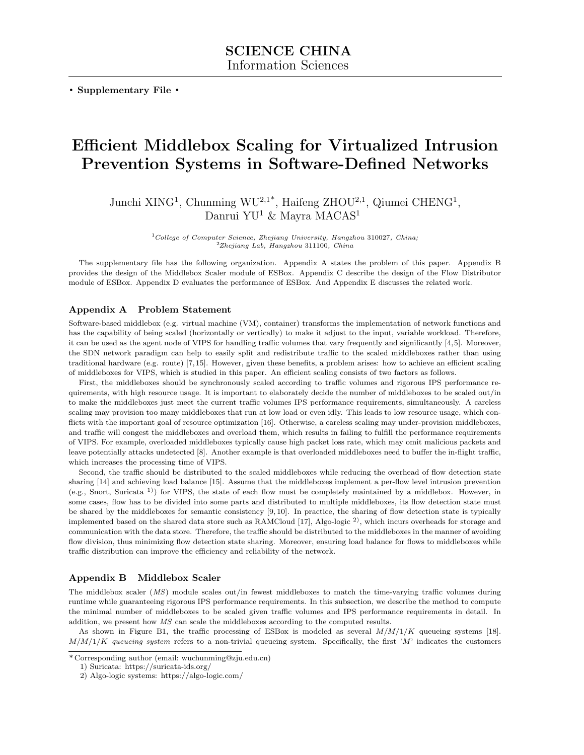SCIENCE CHINA
Information Sciences

• **Supplementary File** •

# Efficient Middlebox Scaling for Virtualized Intrusion Prevention Systems in Software-Defined Networks

Junchi XING[1], Chunming WU[2,1*], Haifeng ZHOU[2,1], Qiumei CHENG[1], Danrui YU[1] & Mayra MACAS[1]

[1]*College of Computer Science, Zhejiang University, Hangzhou* 310027*, China;*
[2]*Zhejiang Lab, Hangzhou* 311100*, China*

The supplementary file has the following organization. Appendix A states the problem of this paper. Appendix B provides the design of the Middlebox Scaler module of ESBox. Appendix C describe the design of the Flow Distributor module of ESBox. Appendix D evaluates the performance of ESBox. And Appendix E discusses the related work.

## Appendix A Problem Statement

Software-based middlebox (e.g. virtual machine (VM), container) transforms the implementation of network functions and has the capability of being scaled (horizontally or vertically) to make it adjust to the input, variable workload. Therefore, it can be used as the agent node of VIPS for handling traffic volumes that vary frequently and significantly [4,5]. Moreover, the SDN network paradigm can help to easily split and redistribute traffic to the scaled middleboxes rather than using traditional hardware (e.g. route) [7,15]. However, given these benefits, a problem arises: how to achieve an efficient scaling of middleboxes for VIPS, which is studied in this paper. An efficient scaling consists of two factors as follows.

First, the middleboxes should be synchronously scaled according to traffic volumes and rigorous IPS performance requirements, with high resource usage. It is important to elaborately decide the number of middleboxes to be scaled out/in to make the middleboxes just meet the current traffic volumes IPS performance requirements, simultaneously. A careless scaling may provision too many middleboxes that run at low load or even idly. This leads to low resource usage, which conflicts with the important goal of resource optimization [16]. Otherwise, a careless scaling may under-provision middleboxes, and traffic will congest the middleboxes and overload them, which results in failing to fulfill the performance requirements of VIPS. For example, overloaded middleboxes typically cause high packet loss rate, which may omit malicious packets and leave potentially attacks undetected [8]. Another example is that overloaded middleboxes need to buffer the in-flight traffic, which increases the processing time of VIPS.

Second, the traffic should be distributed to the scaled middleboxes while reducing the overhead of flow detection state sharing [14] and achieving load balance [15]. Assume that the middleboxes implement a per-flow level intrusion prevention (e.g., Snort, Suricata [1]) for VIPS, the state of each flow must be completely maintained by a middlebox. However, in some cases, flow has to be divided into some parts and distributed to multiple middleboxes, its flow detection state must be shared by the middleboxes for semantic consistency [9,10]. In practice, the sharing of flow detection state is typically implemented based on the shared data store such as RAMCloud [17], Algo-logic [2], which incurs overheads for storage and communication with the data store. Therefore, the traffic should be distributed to the middleboxes in the manner of avoiding flow division, thus minimizing flow detection state sharing. Moreover, ensuring load balance for flows to middleboxes while traffic distribution can improve the efficiency and reliability of the network.

## Appendix B Middlebox Scaler

The middlebox scaler (*MS*) module scales out/in fewest middleboxes to match the time-varying traffic volumes during runtime while guaranteeing rigorous IPS performance requirements. In this subsection, we describe the method to compute the minimal number of middleboxes to be scaled given traffic volumes and IPS performance requirements in detail. In addition, we present how *MS* can scale the middleboxes according to the computed results.

As shown in Figure B1, the traffic processing of ESBox is modeled as several $M/M/1/K$ queueing systems [18]. $M/M/1/K$ *queueing system* refers to a non-trivial queueing system. Specifically, the first '$M$' indicates the customers

---

\* Corresponding author (email: wuchunming@zju.edu.cn)

1) Suricata: https://suricata-ids.org/

2) Algo-logic systems: https://algo-logic.com/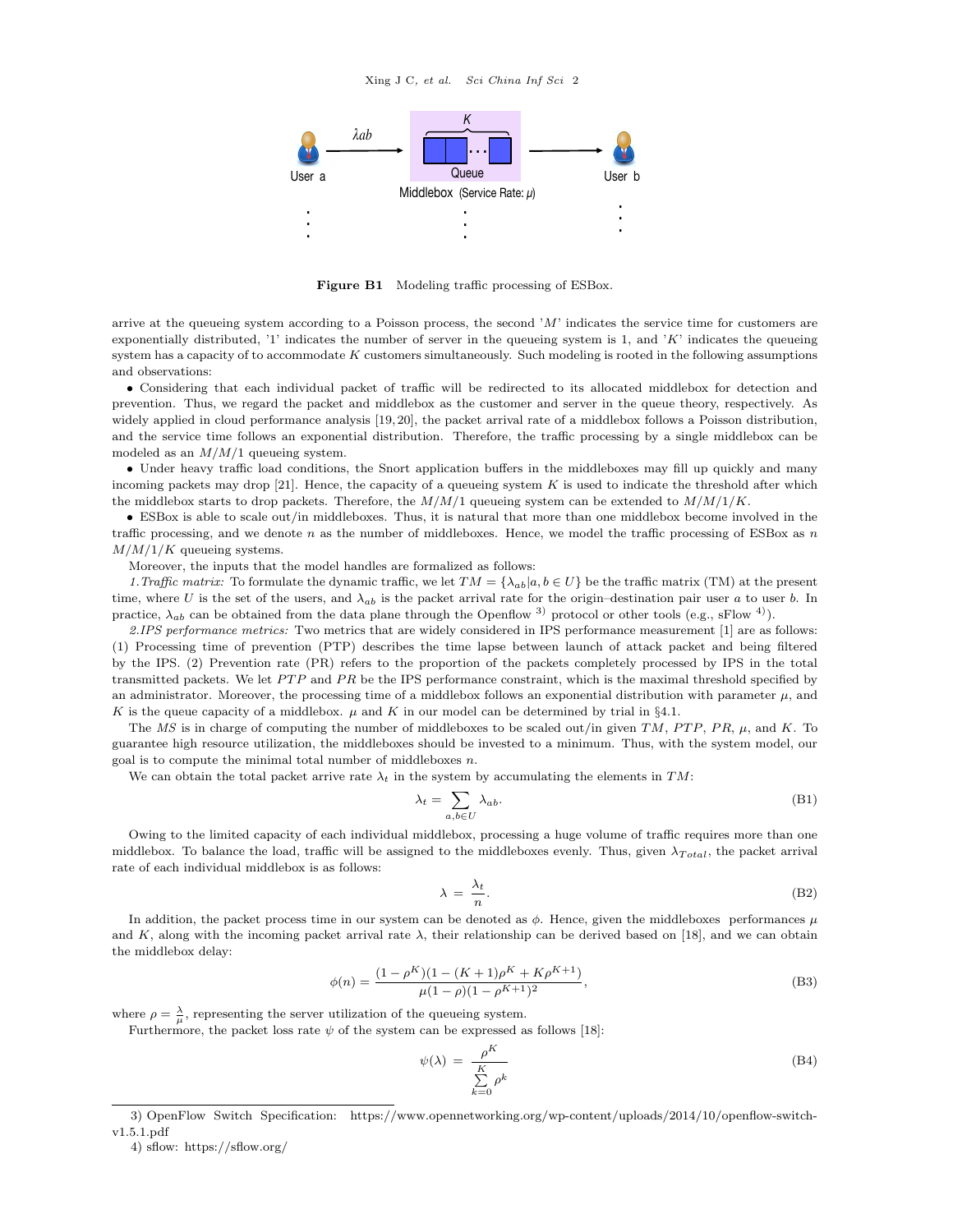Figure B1 Modeling traffic processing of ESBox.

arrive at the queueing system according to a Poisson process, the second '$M$' indicates the service time for customers are exponentially distributed, '1' indicates the number of server in the queueing system is 1, and '$K$' indicates the queueing system has a capacity of to accommodate $K$ customers simultaneously. Such modeling is rooted in the following assumptions and observations:

- Considering that each individual packet of traffic will be redirected to its allocated middlebox for detection and prevention. Thus, we regard the packet and middlebox as the customer and server in the queue theory, respectively. As widely applied in cloud performance analysis [19, 20], the packet arrival rate of a middlebox follows a Poisson distribution, and the service time follows an exponential distribution. Therefore, the traffic processing by a single middlebox can be modeled as an $M/M/1$ queueing system.
- Under heavy traffic load conditions, the Snort application buffers in the middleboxes may fill up quickly and many incoming packets may drop [21]. Hence, the capacity of a queueing system $K$ is used to indicate the threshold after which the middlebox starts to drop packets. Therefore, the $M/M/1$ queueing system can be extended to $M/M/1/K$.
- ESBox is able to scale out/in middleboxes. Thus, it is natural that more than one middlebox become involved in the traffic processing, and we denote $n$ as the number of middleboxes. Hence, we model the traffic processing of ESBox as $n$ $M/M/1/K$ queueing systems.

Moreover, the inputs that the model handles are formalized as follows:

*1.Traffic matrix:* To formulate the dynamic traffic, we let $TM = \{\lambda_{ab}|a, b \in U\}$ be the traffic matrix (TM) at the present time, where $U$ is the set of the users, and $\lambda_{ab}$ is the packet arrival rate for the origin–destination pair user $a$ to user $b$. In practice, $\lambda_{ab}$ can be obtained from the data plane through the Openflow [3] protocol or other tools (e.g., sFlow [4]).

*2.IPS performance metrics:* Two metrics that are widely considered in IPS performance measurement [1] are as follows: (1) Processing time of prevention (PTP) describes the time lapse between launch of attack packet and being filtered by the IPS. (2) Prevention rate (PR) refers to the proportion of the packets completely processed by IPS in the total transmitted packets. We let $PTP$ and $PR$ be the IPS performance constraint, which is the maximal threshold specified by an administrator. Moreover, the processing time of a middlebox follows an exponential distribution with parameter $\mu$, and $K$ is the queue capacity of a middlebox. $\mu$ and $K$ in our model can be determined by trial in §4.1.

The $MS$ is in charge of computing the number of middleboxes to be scaled out/in given $TM$, $PTP$, $PR$, $\mu$, and $K$. To guarantee high resource utilization, the middleboxes should be invested to a minimum. Thus, with the system model, our goal is to compute the minimal total number of middleboxes $n$.

We can obtain the total packet arrive rate $\lambda_t$ in the system by accumulating the elements in $TM$:

$$\lambda_t = \sum_{a,b \in U} \lambda_{ab}. \tag{B1}$$

Owing to the limited capacity of each individual middlebox, processing a huge volume of traffic requires more than one middlebox. To balance the load, traffic will be assigned to the middleboxes evenly. Thus, given $\lambda_{Total}$, the packet arrival rate of each individual middlebox is as follows:

$$\lambda = \frac{\lambda_t}{n}. \tag{B2}$$

In addition, the packet process time in our system can be denoted as $\phi$. Hence, given the middleboxes performances $\mu$ and $K$, along with the incoming packet arrival rate $\lambda$, their relationship can be derived based on [18], and we can obtain the middlebox delay:

$$\phi(n) = \frac{(1-\rho^K)(1-(K+1)\rho^K + K\rho^{K+1})}{\mu(1-\rho)(1-\rho^{K+1})^2}, \tag{B3}$$

where $\rho = \frac{\lambda}{\mu}$, representing the server utilization of the queueing system.

Furthermore, the packet loss rate $\psi$ of the system can be expressed as follows [18]:

$$\psi(\lambda) = \frac{\rho^K}{\sum_{k=0}^{K} \rho^k} \tag{B4}$$

3) OpenFlow Switch Specification: https://www.opennetworking.org/wp-content/uploads/2014/10/openflow-switch-v1.5.1.pdf

4) sflow: https://sflow.org/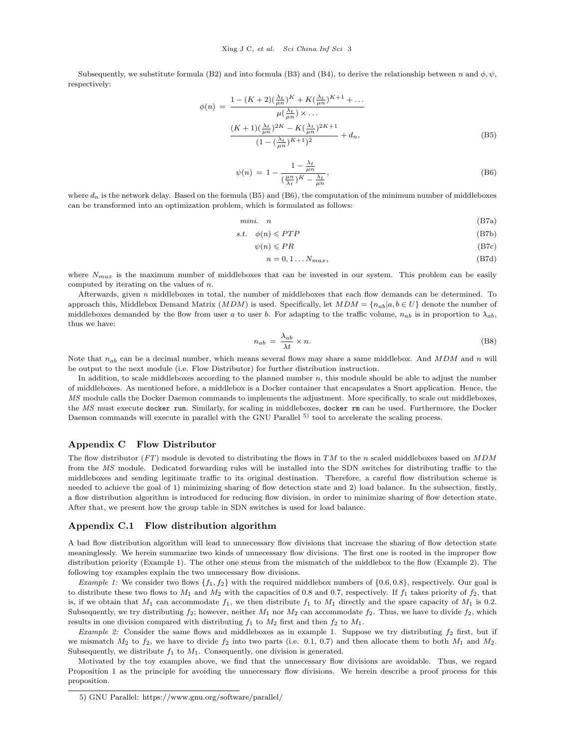Subsequently, we substitute formula (B2) and into formula (B3) and (B4), to derive the relationship between $n$ and $\phi, \psi$, respectively:

$$
\begin{aligned}
\phi(n) = & \frac{1-(K+2)(\frac{\lambda_t}{\mu n})^K + K(\frac{\lambda_t}{\mu n})^{K+1} + \dots}{\mu(\frac{\lambda_t}{\mu n}) \times \dots} \\
& \frac{(K+1)(\frac{\lambda_t}{\mu n})^{2K} - K(\frac{\lambda_t}{\mu n})^{2K+1}}{(1-(\frac{\lambda_t}{\mu n})^{K+1})^2} + d_n,
\end{aligned} \tag{B5}
$$

$$
\psi(n) = 1 - \frac{1-\frac{\lambda_t}{\mu n}}{(\frac{\mu n}{\lambda_t})^K - \frac{\lambda_t}{\mu n}}, \tag{B6}
$$

where $d_n$ is the network delay. Based on the formula (B5) and (B6), the computation of the minimum number of middleboxes can be transformed into an optimization problem, which is formulated as follows:

$$
mini. \quad n \tag{B7a}
$$

$$
s.t. \quad \phi(n) \leqslant PTP \tag{B7b}
$$

$$
\psi(n) \leqslant PR \tag{B7c}
$$

$$
n = 0, 1 \dots N_{max}, \tag{B7d}
$$

where $N_{max}$ is the maximum number of middleboxes that can be invested in our system. This problem can be easily computed by iterating on the values of $n$.

Afterwards, given $n$ middleboxes in total, the number of middleboxes that each flow demands can be determined. To approach this, Middlebox Demand Matrix ($MDM$) is used. Specifically, let $MDM = \{n_{ab} | a, b \in U\}$ denote the number of middleboxes demanded by the flow from user $a$ to user $b$. For adapting to the traffic volume, $n_{ab}$ is in proportion to $\lambda_{ab}$, thus we have:

$$
n_{ab} = \frac{\lambda_{ab}}{\lambda t} \times n. \tag{B8}
$$

Note that $n_{ab}$ can be a decimal number, which means several flows may share a same middlebox. And $MDM$ and $n$ will be output to the next module (i.e. Flow Distributor) for further distribution instruction.

In addition, to scale middleboxes according to the planned number $n$, this module should be able to adjust the number of middleboxes. As mentioned before, a middlebox is a Docker container that encapsulates a Snort application. Hence, the $MS$ module calls the Docker Daemon commands to implements the adjustment. More specifically, to scale out middleboxes, the $MS$ must execute `docker run`. Similarly, for scaling in middleboxes, `docker rm` can be used. Furthermore, the Docker Daemon commands will execute in parallel with the GNU Parallel [5] tool to accelerate the scaling process.

## Appendix C Flow Distributor

The flow distributor ($FT$) module is devoted to distributing the flows in $TM$ to the $n$ scaled middleboxes based on $MDM$ from the $MS$ module. Dedicated forwarding rules will be installed into the SDN switches for distributing traffic to the middleboxes and sending legitimate traffic to its original destination. Therefore, a careful flow distribution scheme is needed to achieve the goal of 1) minimizing sharing of flow detection state and 2) load balance. In the subsection, firstly, a flow distribution algorithm is introduced for reducing flow division, in order to minimize sharing of flow detection state. After that, we present how the group table in SDN switches is used for load balance.

## Appendix C.1 Flow distribution algorithm

A bad flow distribution algorithm will lead to unnecessary flow divisions that increase the sharing of flow detection state meaninglessly. We herein summarize two kinds of unnecessary flow divisions. The first one is rooted in the improper flow distribution priority (Example 1). The other one stems from the mismatch of the middlebox to the flow (Example 2). The following toy examples explain the two unnecessary flow divisions.

*Example 1:* We consider two flows $\{f_1, f_2\}$ with the required middlebox numbers of $\{0.6, 0.8\}$, respectively. Our goal is to distribute these two flows to $M_1$ and $M_2$ with the capacities of 0.8 and 0.7, respectively. If $f_1$ takes priority of $f_2$, that is, if we obtain that $M_1$ can accommodate $f_1$, we then distribute $f_1$ to $M_1$ directly and the spare capacity of $M_1$ is 0.2. Subsequently, we try distributing $f_2$; however, neither $M_1$ nor $M_2$ can accommodate $f_2$. Thus, we have to divide $f_2$, which results in one division compared with distributing $f_1$ to $M_2$ first and then $f_2$ to $M_1$.

*Example 2:* Consider the same flows and middleboxes as in example 1. Suppose we try distributing $f_2$ first, but if we mismatch $M_2$ to $f_2$, we have to divide $f_2$ into two parts (i.e. 0.1, 0.7) and then allocate them to both $M_1$ and $M_2$. Subsequently, we distribute $f_1$ to $M_1$. Consequently, one division is generated.

Motivated by the toy examples above, we find that the unnecessary flow divisions are avoidable. Thus, we regard Proposition 1 as the principle for avoiding the unnecessary flow divisions. We herein describe a proof process for this proposition.

5) GNU Parallel: https://www.gnu.org/software/parallel/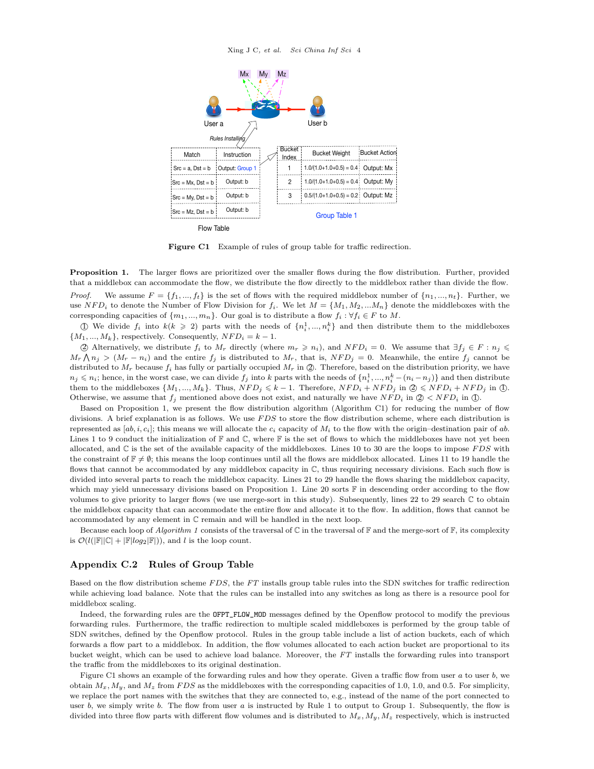| Match | Instruction |
|---|---|
| Src = a, Dst = b | Output: Group 1 |
| Src = Mx, Dst = b | Output: b |
| Src = My, Dst = b | Output: b |
| Src = Mz, Dst = b | Output: b |

Flow Table

| Bucket Index | Bucket Weight | Bucket Action |
|---|---|---|
| 1 | 1.0/(1.0+1.0+0.5) = 0.4 | Output: Mx |
| 2 | 1.0/(1.0+1.0+0.5) = 0.4 | Output: My |
| 3 | 0.5/(1.0+1.0+0.5) = 0.2 | Output: Mz |

Group Table 1

**Figure C1** Example of rules of group table for traffic redirection.

**Proposition 1.** The larger flows are prioritized over the smaller flows during the flow distribution. Further, provided that a middlebox can accommodate the flow, we distribute the flow directly to the middlebox rather than divide the flow.

*Proof.* We assume $F = \{f_1, ..., f_t\}$ is the set of flows with the required middlebox number of $\{n_1, ..., n_t\}$. Further, we use $NFD_i$ to denote the Number of Flow Division for $f_i$. We let $M = \{M_1, M_2, ...M_n\}$ denote the middleboxes with the corresponding capacities of $\{m_1, ..., m_n\}$. Our goal is to distribute a flow $f_i : \forall f_i \in F$ to $M$.

① We divide $f_i$ into $k (k \geqslant 2)$ parts with the needs of $\{n_i^1, ..., n_i^k\}$ and then distribute them to the middleboxes $\{M_1, ..., M_k\}$, respectively. Consequently, $NFD_i = k - 1$.

② Alternatively, we distribute $f_i$ to $M_r$ directly (where $m_r \geqslant n_i$), and $NFD_i = 0$. We assume that $\exists f_j \in F : n_j \leqslant M_r \bigwedge n_j > (M_r - n_i)$ and the entire $f_j$ is distributed to $M_r$, that is, $NFD_j = 0$. Meanwhile, the entire $f_j$ cannot be distributed to $M_r$ because $f_i$ has fully or partially occupied $M_r$ in ②. Therefore, based on the distribution priority, we have $n_j \leqslant n_i$; hence, in the worst case, we can divide $f_j$ into $k$ parts with the needs of $\{n_i^1, ..., n_i^k - (n_i - n_j)\}$ and then distribute them to the middleboxes $\{M_1, ..., M_k\}$. Thus, $NFD_j \leqslant k - 1$. Therefore, $NFD_i + NFD_j$ in ② $\leqslant NFD_i + NFD_j$ in ①. Otherwise, we assume that $f_j$ mentioned above does not exist, and naturally we have $NFD_i$ in ② $< NFD_i$ in ①.

Based on Proposition 1, we present the flow distribution algorithm (Algorithm C1) for reducing the number of flow divisions. A brief explanation is as follows. We use $FDS$ to store the flow distribution scheme, where each distribution is represented as $[ab, i, c_i]$; this means we will allocate the $c_i$ capacity of $M_i$ to the flow with the origin–destination pair of $ab$. Lines 1 to 9 conduct the initialization of $\mathbb{F}$ and $\mathbb{C}$, where $\mathbb{F}$ is the set of flows to which the middleboxes have not yet been allocated, and $\mathbb{C}$ is the set of the available capacity of the middleboxes. Lines 10 to 30 are the loops to impose $FDS$ with the constraint of $\mathbb{F} \neq \emptyset$; this means the loop continues until all the flows are middlebox allocated. Lines 11 to 19 handle the flows that cannot be accommodated by any middlebox capacity in $\mathbb{C}$, thus requiring necessary divisions. Each such flow is divided into several parts to reach the middlebox capacity. Lines 21 to 29 handle the flows sharing the middlebox capacity, which may yield unnecessary divisions based on Proposition 1. Line 20 sorts $\mathbb{F}$ in descending order according to the flow volumes to give priority to larger flows (we use merge-sort in this study). Subsequently, lines 22 to 29 search $\mathbb{C}$ to obtain the middlebox capacity that can accommodate the entire flow and allocate it to the flow. In addition, flows that cannot be accommodated by any element in $\mathbb{C}$ remain and will be handled in the next loop.

Because each loop of *Algorithm 1* consists of the traversal of $\mathbb{C}$ in the traversal of $\mathbb{F}$ and the merge-sort of $\mathbb{F}$, its complexity is $\mathcal{O}(l(|\mathbb{F}||\mathbb{C}| + |\mathbb{F}|log_2|\mathbb{F}|))$, and $l$ is the loop count.

## Appendix C.2 Rules of Group Table

Based on the flow distribution scheme $FDS$, the $FT$ installs group table rules into the SDN switches for traffic redirection while achieving load balance. Note that the rules can be installed into any switches as long as there is a resource pool for middlebox scaling.

Indeed, the forwarding rules are the `OFPT_FLOW_MOD` messages defined by the Openflow protocol to modify the previous forwarding rules. Furthermore, the traffic redirection to multiple scaled middleboxes is performed by the group table of SDN switches, defined by the Openflow protocol. Rules in the group table include a list of action buckets, each of which forwards a flow part to a middlebox. In addition, the flow volumes allocated to each action bucket are proportional to its bucket weight, which can be used to achieve load balance. Moreover, the $FT$ installs the forwarding rules into transport the traffic from the middleboxes to its original destination.

Figure C1 shows an example of the forwarding rules and how they operate. Given a traffic flow from user $a$ to user $b$, we obtain $M_x$, $M_y$, and $M_z$ from $FDS$ as the middleboxes with the corresponding capacities of 1.0, 1.0, and 0.5. For simplicity, we replace the port names with the switches that they are connected to, e.g., instead of the name of the port connected to user $b$, we simply write $b$. The flow from user $a$ is instructed by Rule 1 to output to Group 1. Subsequently, the flow is divided into three flow parts with different flow volumes and is distributed to $M_x, M_y, M_z$ respectively, which is instructed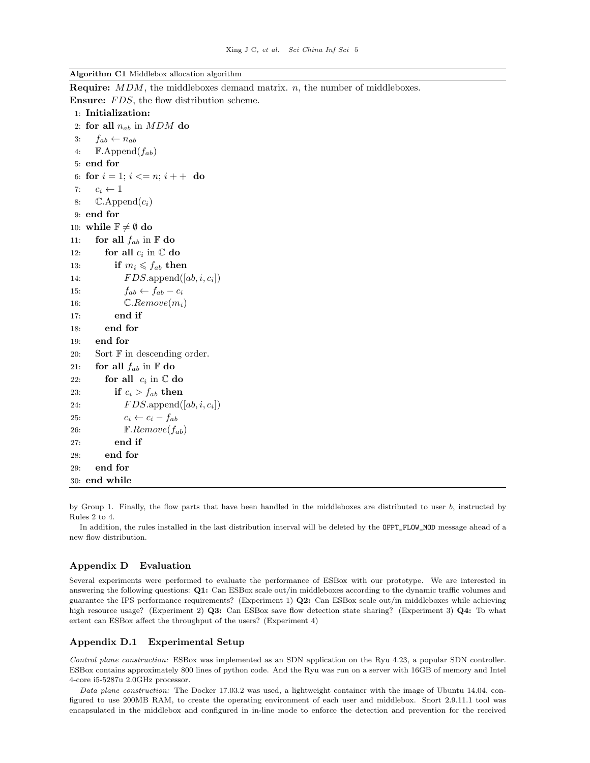**Algorithm C1** Middlebox allocation algorithm

**Require:** $MDM$, the middleboxes demand matrix. $n$, the number of middleboxes.

**Ensure:** $FDS$, the flow distribution scheme.

```
1:  Initialization:
2:  for all n_ab in MDM do
3:      f_ab ← n_ab
4:      𝔽.Append(f_ab)
5:  end for
6:  for i = 1; i <= n; i++ do
7:      c_i ← 1
8:      ℂ.Append(c_i)
9:  end for
10: while 𝔽 ≠ ∅ do
11:     for all f_ab in 𝔽 do
12:         for all c_i in ℂ do
13:             if m_i ⩽ f_ab then
14:                 FDS.append([ab, i, c_i])
15:                 f_ab ← f_ab − c_i
16:                 ℂ.Remove(m_i)
17:             end if
18:         end for
19:     end for
20:     Sort 𝔽 in descending order.
21:     for all f_ab in 𝔽 do
22:         for all c_i in ℂ do
23:             if c_i > f_ab then
24:                 FDS.append([ab, i, c_i])
25:                 c_i ← c_i − f_ab
26:                 𝔽.Remove(f_ab)
27:             end if
28:         end for
29:     end for
30: end while
```

by Group 1. Finally, the flow parts that have been handled in the middleboxes are distributed to user $b$, instructed by Rules 2 to 4.

In addition, the rules installed in the last distribution interval will be deleted by the OFPT_FLOW_MOD message ahead of a new flow distribution.

## Appendix D Evaluation

Several experiments were performed to evaluate the performance of ESBox with our prototype. We are interested in answering the following questions: **Q1:** Can ESBox scale out/in middleboxes according to the dynamic traffic volumes and guarantee the IPS performance requirements? (Experiment 1) **Q2:** Can ESBox scale out/in middleboxes while achieving high resource usage? (Experiment 2) **Q3:** Can ESBox save flow detection state sharing? (Experiment 3) **Q4:** To what extent can ESBox affect the throughput of the users? (Experiment 4)

### Appendix D.1 Experimental Setup

*Control plane construction:* ESBox was implemented as an SDN application on the Ryu 4.23, a popular SDN controller. ESBox contains approximately 800 lines of python code. And the Ryu was run on a server with 16GB of memory and Intel 4-core i5-5287u 2.0GHz processor.

*Data plane construction:* The Docker 17.03.2 was used, a lightweight container with the image of Ubuntu 14.04, configured to use 200MB RAM, to create the operating environment of each user and middlebox. Snort 2.9.11.1 tool was encapsulated in the middlebox and configured in in-line mode to enforce the detection and prevention for the received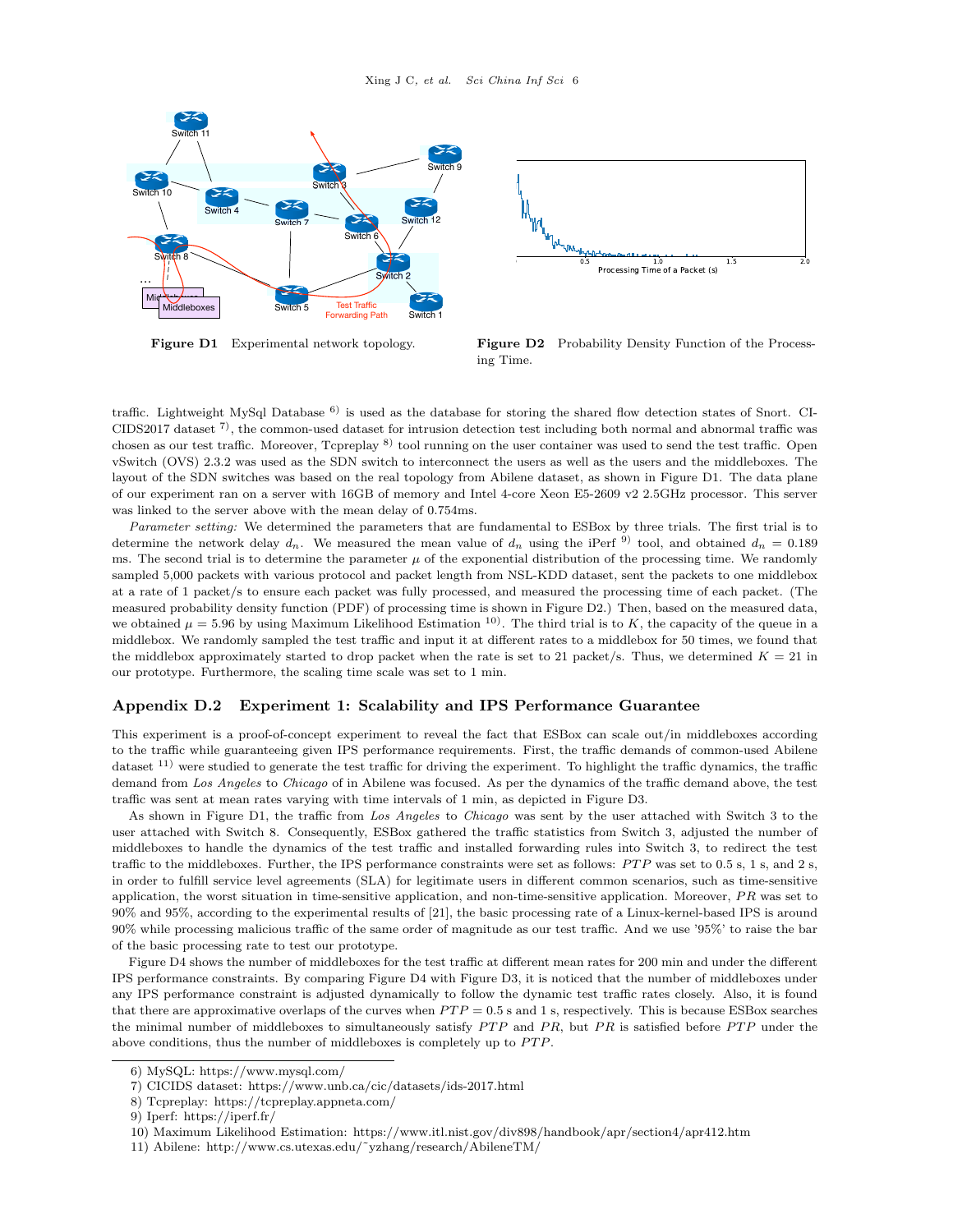Figure D1 Experimental network topology.

Figure D2 Probability Density Function of the Processing Time.

traffic. Lightweight MySql Database [6] is used as the database for storing the shared flow detection states of Snort. CICIDS2017 dataset [7], the common-used dataset for intrusion detection test including both normal and abnormal traffic was chosen as our test traffic. Moreover, Tcpreplay [8] tool running on the user container was used to send the test traffic. Open vSwitch (OVS) 2.3.2 was used as the SDN switch to interconnect the users as well as the users and the middleboxes. The layout of the SDN switches was based on the real topology from Abilene dataset, as shown in Figure D1. The data plane of our experiment ran on a server with 16GB of memory and Intel 4-core Xeon E5-2609 v2 2.5GHz processor. This server was linked to the server above with the mean delay of 0.754ms.

*Parameter setting:* We determined the parameters that are fundamental to ESBox by three trials. The first trial is to determine the network delay $d_n$. We measured the mean value of $d_n$ using the iPerf [9] tool, and obtained $d_n = 0.189$ ms. The second trial is to determine the parameter $\mu$ of the exponential distribution of the processing time. We randomly sampled 5,000 packets with various protocol and packet length from NSL-KDD dataset, sent the packets to one middlebox at a rate of 1 packet/s to ensure each packet was fully processed, and measured the processing time of each packet. (The measured probability density function (PDF) of processing time is shown in Figure D2.) Then, based on the measured data, we obtained $\mu = 5.96$ by using Maximum Likelihood Estimation [10]. The third trial is to $K$, the capacity of the queue in a middlebox. We randomly sampled the test traffic and input it at different rates to a middlebox for 50 times, we found that the middlebox approximately started to drop packet when the rate is set to 21 packet/s. Thus, we determined $K = 21$ in our prototype. Furthermore, the scaling time scale was set to 1 min.

## Appendix D.2 Experiment 1: Scalability and IPS Performance Guarantee

This experiment is a proof-of-concept experiment to reveal the fact that ESBox can scale out/in middleboxes according to the traffic while guaranteeing given IPS performance requirements. First, the traffic demands of common-used Abilene dataset [11] were studied to generate the test traffic for driving the experiment. To highlight the traffic dynamics, the traffic demand from *Los Angeles* to *Chicago* of in Abilene was focused. As per the dynamics of the traffic demand above, the test traffic was sent at mean rates varying with time intervals of 1 min, as depicted in Figure D3.

As shown in Figure D1, the traffic from *Los Angeles* to *Chicago* was sent by the user attached with Switch 3 to the user attached with Switch 8. Consequently, ESBox gathered the traffic statistics from Switch 3, adjusted the number of middleboxes to handle the dynamics of the test traffic and installed forwarding rules into Switch 3, to redirect the test traffic to the middleboxes. Further, the IPS performance constraints were set as follows: $PTP$ was set to 0.5 s, 1 s, and 2 s, in order to fulfill service level agreements (SLA) for legitimate users in different common scenarios, such as time-sensitive application, the worst situation in time-sensitive application, and non-time-sensitive application. Moreover, $PR$ was set to 90% and 95%, according to the experimental results of [21], the basic processing rate of a Linux-kernel-based IPS is around 90% while processing malicious traffic of the same order of magnitude as our test traffic. And we use '95%' to raise the bar of the basic processing rate to test our prototype.

Figure D4 shows the number of middleboxes for the test traffic at different mean rates for 200 min and under the different IPS performance constraints. By comparing Figure D4 with Figure D3, it is noticed that the number of middleboxes under any IPS performance constraint is adjusted dynamically to follow the dynamic test traffic rates closely. Also, it is found that there are approximative overlaps of the curves when $PTP = 0.5$ s and 1 s, respectively. This is because ESBox searches the minimal number of middleboxes to simultaneously satisfy $PTP$ and $PR$, but $PR$ is satisfied before $PTP$ under the above conditions, thus the number of middleboxes is completely up to $PTP$.

---

6) MySQL: https://www.mysql.com/

7) CICIDS dataset: https://www.unb.ca/cic/datasets/ids-2017.html

8) Tcpreplay: https://tcpreplay.appneta.com/

9) Iperf: https://iperf.fr/

10) Maximum Likelihood Estimation: https://www.itl.nist.gov/div898/handbook/apr/section4/apr412.htm

11) Abilene: http://www.cs.utexas.edu/~yzhang/research/AbileneTM/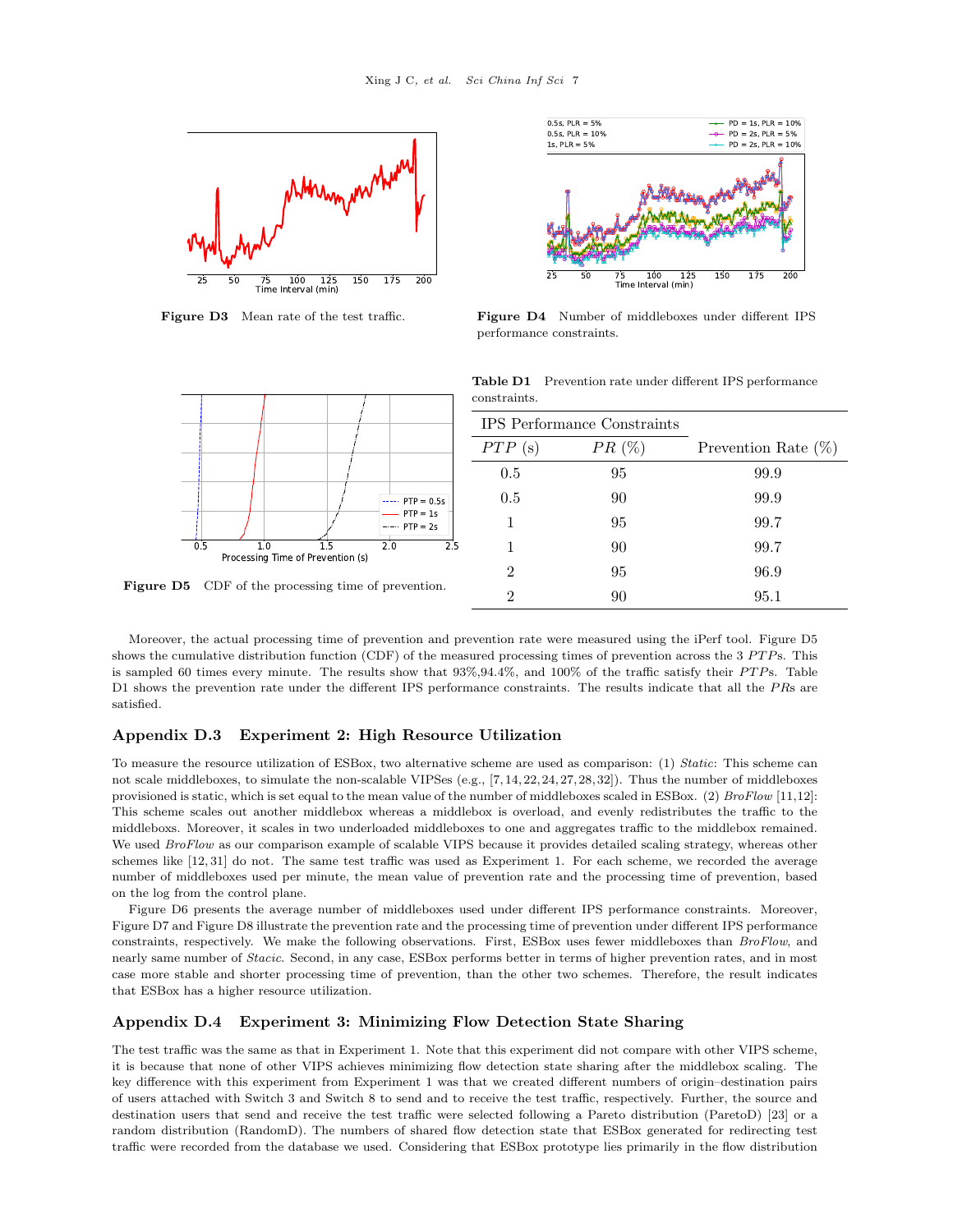Figure D3 Mean rate of the test traffic.

Figure D4 Number of middleboxes under different IPS performance constraints.

Figure D5 CDF of the processing time of prevention.

Table D1 Prevention rate under different IPS performance constraints.

| IPS Performance Constraints | | |
|---|---|---|
| $PTP$ (s) | $PR$ (%) | Prevention Rate (%) |
| 0.5 | 95 | 99.9 |
| 0.5 | 90 | 99.9 |
| 1 | 95 | 99.7 |
| 1 | 90 | 99.7 |
| 2 | 95 | 96.9 |
| 2 | 90 | 95.1 |

Moreover, the actual processing time of prevention and prevention rate were measured using the iPerf tool. Figure D5 shows the cumulative distribution function (CDF) of the measured processing times of prevention across the 3 $PTP$s. This is sampled 60 times every minute. The results show that 93%,94.4%, and 100% of the traffic satisfy their $PTP$s. Table D1 shows the prevention rate under the different IPS performance constraints. The results indicate that all the $PR$s are satisfied.

## Appendix D.3 Experiment 2: High Resource Utilization

To measure the resource utilization of ESBox, two alternative scheme are used as comparison: (1) *Static*: This scheme can not scale middleboxes, to simulate the non-scalable VIPSes (e.g., [7, 14, 22, 24, 27, 28, 32]). Thus the number of middleboxes provisioned is static, which is set equal to the mean value of the number of middleboxes scaled in ESBox. (2) *BroFlow* [11,12]: This scheme scales out another middlebox whereas a middlebox is overload, and evenly redistributes the traffic to the middleboxs. Moreover, it scales in two underloaded middleboxes to one and aggregates traffic to the middlebox remained. We used *BroFlow* as our comparison example of scalable VIPS because it provides detailed scaling strategy, whereas other schemes like [12, 31] do not. The same test traffic was used as Experiment 1. For each scheme, we recorded the average number of middleboxes used per minute, the mean value of prevention rate and the processing time of prevention, based on the log from the control plane.

Figure D6 presents the average number of middleboxes used under different IPS performance constraints. Moreover, Figure D7 and Figure D8 illustrate the prevention rate and the processing time of prevention under different IPS performance constraints, respectively. We make the following observations. First, ESBox uses fewer middleboxes than *BroFlow*, and nearly same number of *Stacic*. Second, in any case, ESBox performs better in terms of higher prevention rates, and in most case more stable and shorter processing time of prevention, than the other two schemes. Therefore, the result indicates that ESBox has a higher resource utilization.

## Appendix D.4 Experiment 3: Minimizing Flow Detection State Sharing

The test traffic was the same as that in Experiment 1. Note that this experiment did not compare with other VIPS scheme, it is because that none of other VIPS achieves minimizing flow detection state sharing after the middlebox scaling. The key difference with this experiment from Experiment 1 was that we created different numbers of origin–destination pairs of users attached with Switch 3 and Switch 8 to send and to receive the test traffic, respectively. Further, the source and destination users that send and receive the test traffic were selected following a Pareto distribution (ParetoD) [23] or a random distribution (RandomD). The numbers of shared flow detection state that ESBox generated for redirecting test traffic were recorded from the database we used. Considering that ESBox prototype lies primarily in the flow distribution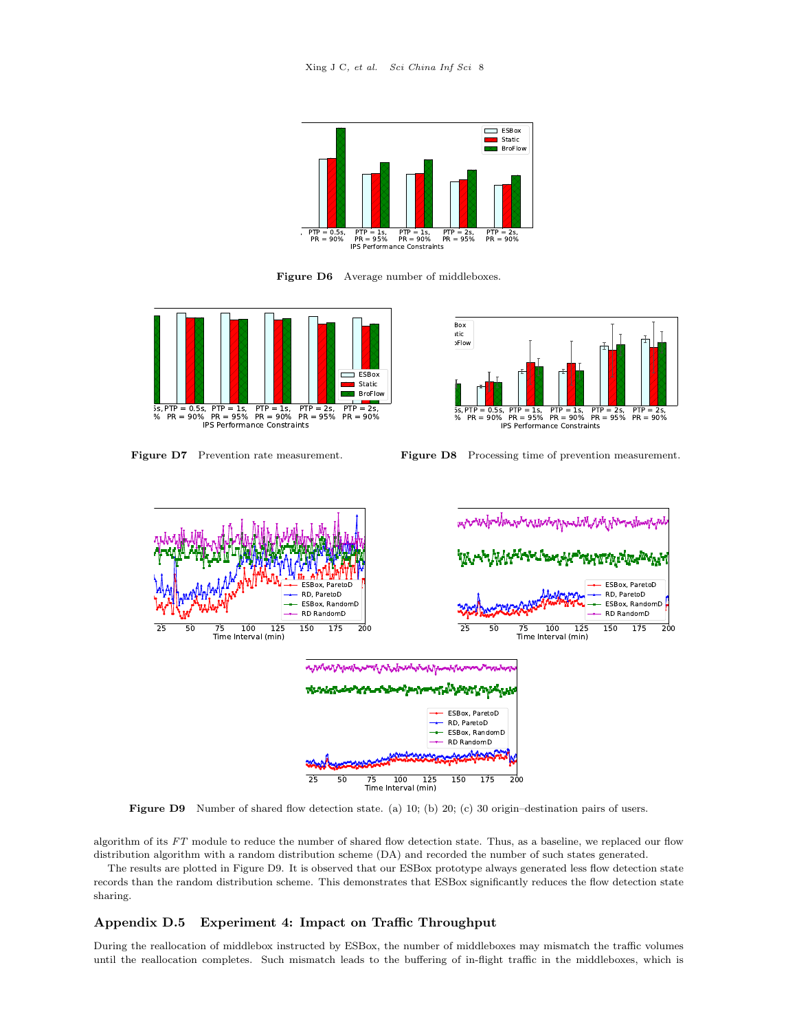Figure D6 Average number of middleboxes.

Figure D7 Prevention rate measurement.

Figure D8 Processing time of prevention measurement.

Figure D9 Number of shared flow detection state. (a) 10; (b) 20; (c) 30 origin–destination pairs of users.

algorithm of its $FT$ module to reduce the number of shared flow detection state. Thus, as a baseline, we replaced our flow distribution algorithm with a random distribution scheme (DA) and recorded the number of such states generated.

The results are plotted in Figure D9. It is observed that our ESBox prototype always generated less flow detection state records than the random distribution scheme. This demonstrates that ESBox significantly reduces the flow detection state sharing.

## Appendix D.5 Experiment 4: Impact on Traffic Throughput

During the reallocation of middlebox instructed by ESBox, the number of middleboxes may mismatch the traffic volumes until the reallocation completes. Such mismatch leads to the buffering of in-flight traffic in the middleboxes, which is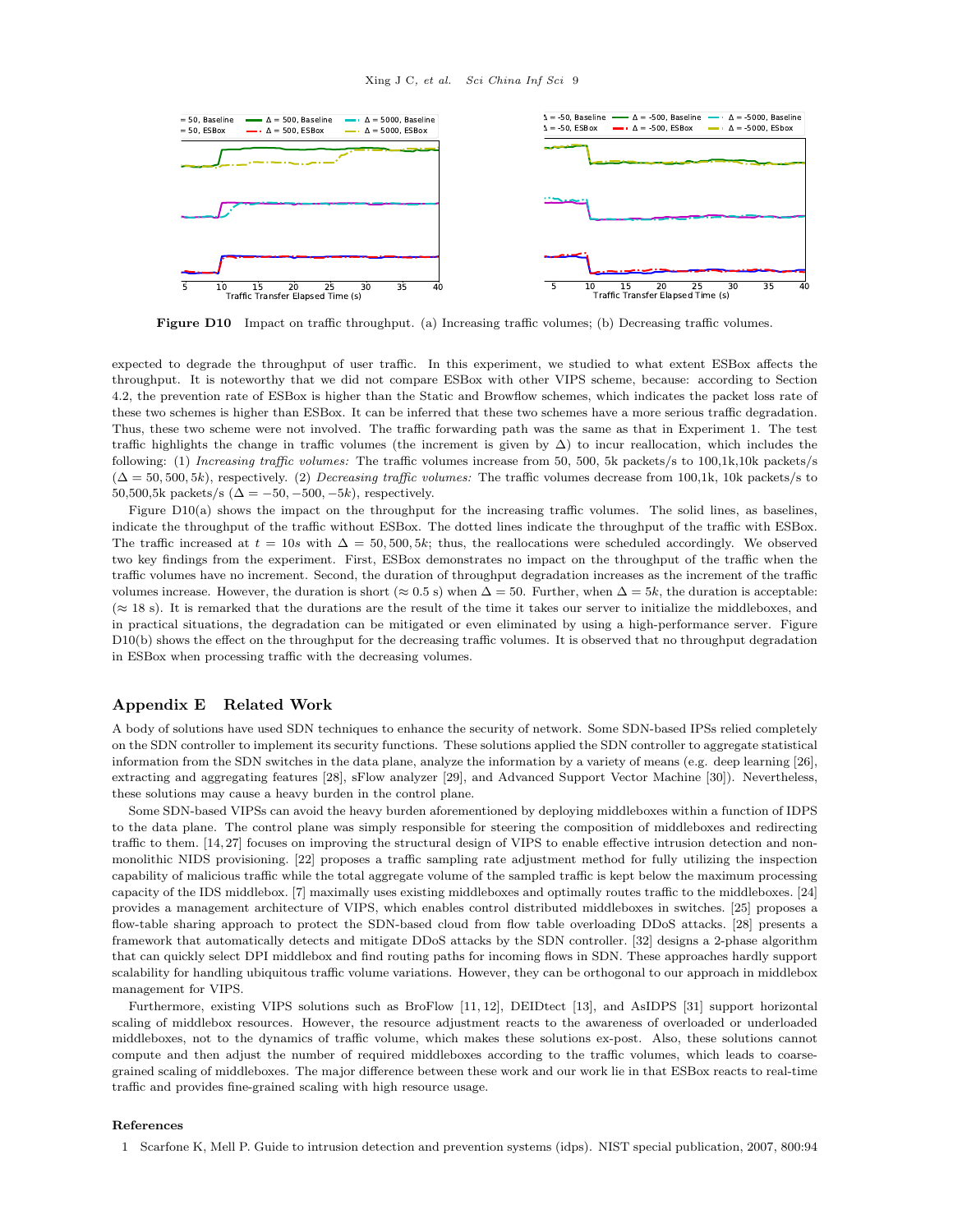Figure D10 Impact on traffic throughput. (a) Increasing traffic volumes; (b) Decreasing traffic volumes.

expected to degrade the throughput of user traffic. In this experiment, we studied to what extent ESBox affects the throughput. It is noteworthy that we did not compare ESBox with other VIPS scheme, because: according to Section 4.2, the prevention rate of ESBox is higher than the Static and Browflow schemes, which indicates the packet loss rate of these two schemes is higher than ESBox. It can be inferred that these two schemes have a more serious traffic degradation. Thus, these two scheme were not involved. The traffic forwarding path was the same as that in Experiment 1. The test traffic highlights the change in traffic volumes (the increment is given by $\Delta$) to incur reallocation, which includes the following: (1) *Increasing traffic volumes:* The traffic volumes increase from 50, 500, 5k packets/s to 100,1k,10k packets/s ($\Delta = 50, 500, 5k$), respectively. (2) *Decreasing traffic volumes:* The traffic volumes decrease from 100,1k, 10k packets/s to 50,500,5k packets/s ($\Delta = -50, -500, -5k$), respectively.

Figure D10(a) shows the impact on the throughput for the increasing traffic volumes. The solid lines, as baselines, indicate the throughput of the traffic without ESBox. The dotted lines indicate the throughput of the traffic with ESBox. The traffic increased at $t = 10s$ with $\Delta = 50, 500, 5k$; thus, the reallocations were scheduled accordingly. We observed two key findings from the experiment. First, ESBox demonstrates no impact on the throughput of the traffic when the traffic volumes have no increment. Second, the duration of throughput degradation increases as the increment of the traffic volumes increase. However, the duration is short ($\approx 0.5$ s) when $\Delta = 50$. Further, when $\Delta = 5k$, the duration is acceptable: ($\approx 18$ s). It is remarked that the durations are the result of the time it takes our server to initialize the middleboxes, and in practical situations, the degradation can be mitigated or even eliminated by using a high-performance server. Figure D10(b) shows the effect on the throughput for the decreasing traffic volumes. It is observed that no throughput degradation in ESBox when processing traffic with the decreasing volumes.

## Appendix E Related Work

A body of solutions have used SDN techniques to enhance the security of network. Some SDN-based IPSs relied completely on the SDN controller to implement its security functions. These solutions applied the SDN controller to aggregate statistical information from the SDN switches in the data plane, analyze the information by a variety of means (e.g. deep learning [26], extracting and aggregating features [28], sFlow analyzer [29], and Advanced Support Vector Machine [30]). Nevertheless, these solutions may cause a heavy burden in the control plane.

Some SDN-based VIPSs can avoid the heavy burden aforementioned by deploying middleboxes within a function of IDPS to the data plane. The control plane was simply responsible for steering the composition of middleboxes and redirecting traffic to them. [14, 27] focuses on improving the structural design of VIPS to enable effective intrusion detection and non-monolithic NIDS provisioning. [22] proposes a traffic sampling rate adjustment method for fully utilizing the inspection capability of malicious traffic while the total aggregate volume of the sampled traffic is kept below the maximum processing capacity of the IDS middlebox. [7] maximally uses existing middleboxes and optimally routes traffic to the middleboxes. [24] provides a management architecture of VIPS, which enables control distributed middleboxes in switches. [25] proposes a flow-table sharing approach to protect the SDN-based cloud from flow table overloading DDoS attacks. [28] presents a framework that automatically detects and mitigate DDoS attacks by the SDN controller. [32] designs a 2-phase algorithm that can quickly select DPI middlebox and find routing paths for incoming flows in SDN. These approaches hardly support scalability for handling ubiquitous traffic volume variations. However, they can be orthogonal to our approach in middlebox management for VIPS.

Furthermore, existing VIPS solutions such as BroFlow [11, 12], DEIDtect [13], and AsIDPS [31] support horizontal scaling of middlebox resources. However, the resource adjustment reacts to the awareness of overloaded or underloaded middleboxes, not to the dynamics of traffic volume, which makes these solutions ex-post. Also, these solutions cannot compute and then adjust the number of required middleboxes according to the traffic volumes, which leads to coarse-grained scaling of middleboxes. The major difference between these work and our work lie in that ESBox reacts to real-time traffic and provides fine-grained scaling with high resource usage.

### References

1 Scarfone K, Mell P. Guide to intrusion detection and prevention systems (idps). NIST special publication, 2007, 800:94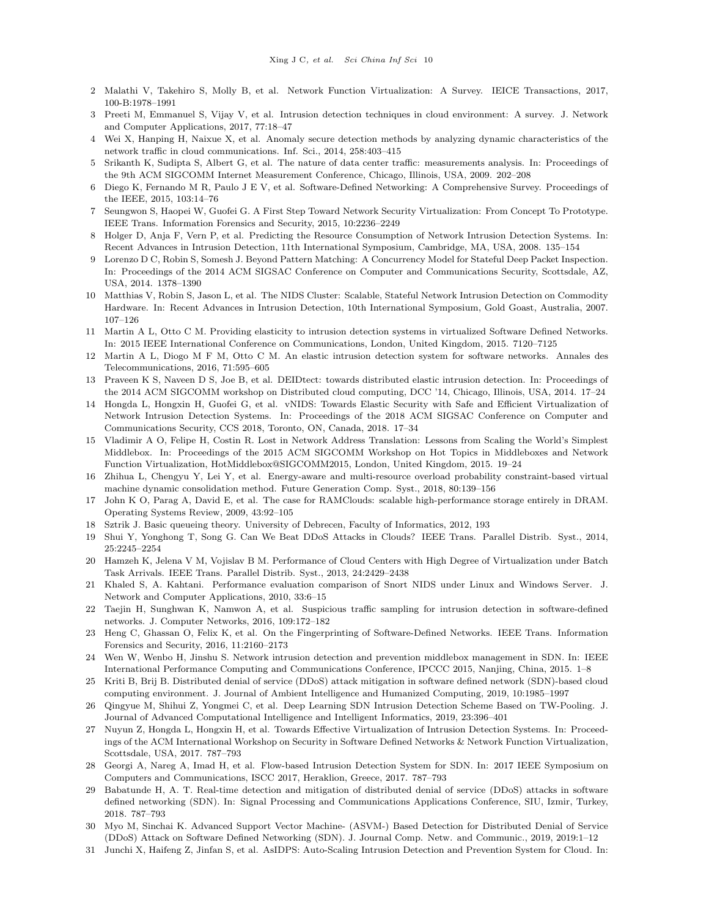2 Malathi V, Takehiro S, Molly B, et al. Network Function Virtualization: A Survey. IEICE Transactions, 2017, 100-B:1978–1991

3 Preeti M, Emmanuel S, Vijay V, et al. Intrusion detection techniques in cloud environment: A survey. J. Network and Computer Applications, 2017, 77:18–47

4 Wei X, Hanping H, Naixue X, et al. Anomaly secure detection methods by analyzing dynamic characteristics of the network traffic in cloud communications. Inf. Sci., 2014, 258:403–415

5 Srikanth K, Sudipta S, Albert G, et al. The nature of data center traffic: measurements analysis. In: Proceedings of the 9th ACM SIGCOMM Internet Measurement Conference, Chicago, Illinois, USA, 2009. 202–208

6 Diego K, Fernando M R, Paulo J E V, et al. Software-Defined Networking: A Comprehensive Survey. Proceedings of the IEEE, 2015, 103:14–76

7 Seungwon S, Haopei W, Guofei G. A First Step Toward Network Security Virtualization: From Concept To Prototype. IEEE Trans. Information Forensics and Security, 2015, 10:2236–2249

8 Holger D, Anja F, Vern P, et al. Predicting the Resource Consumption of Network Intrusion Detection Systems. In: Recent Advances in Intrusion Detection, 11th International Symposium, Cambridge, MA, USA, 2008. 135–154

9 Lorenzo D C, Robin S, Somesh J. Beyond Pattern Matching: A Concurrency Model for Stateful Deep Packet Inspection. In: Proceedings of the 2014 ACM SIGSAC Conference on Computer and Communications Security, Scottsdale, AZ, USA, 2014. 1378–1390

10 Matthias V, Robin S, Jason L, et al. The NIDS Cluster: Scalable, Stateful Network Intrusion Detection on Commodity Hardware. In: Recent Advances in Intrusion Detection, 10th International Symposium, Gold Goast, Australia, 2007. 107–126

11 Martin A L, Otto C M. Providing elasticity to intrusion detection systems in virtualized Software Defined Networks. In: 2015 IEEE International Conference on Communications, London, United Kingdom, 2015. 7120–7125

12 Martin A L, Diogo M F M, Otto C M. An elastic intrusion detection system for software networks. Annales des Telecommunications, 2016, 71:595–605

13 Praveen K S, Naveen D S, Joe B, et al. DEIDtect: towards distributed elastic intrusion detection. In: Proceedings of the 2014 ACM SIGCOMM workshop on Distributed cloud computing, DCC '14, Chicago, Illinois, USA, 2014. 17–24

14 Hongda L, Hongxin H, Guofei G, et al. vNIDS: Towards Elastic Security with Safe and Efficient Virtualization of Network Intrusion Detection Systems. In: Proceedings of the 2018 ACM SIGSAC Conference on Computer and Communications Security, CCS 2018, Toronto, ON, Canada, 2018. 17–34

15 Vladimir A O, Felipe H, Costin R. Lost in Network Address Translation: Lessons from Scaling the World's Simplest Middlebox. In: Proceedings of the 2015 ACM SIGCOMM Workshop on Hot Topics in Middleboxes and Network Function Virtualization, HotMiddlebox@SIGCOMM2015, London, United Kingdom, 2015. 19–24

16 Zhihua L, Chengyu Y, Lei Y, et al. Energy-aware and multi-resource overload probability constraint-based virtual machine dynamic consolidation method. Future Generation Comp. Syst., 2018, 80:139–156

17 John K O, Parag A, David E, et al. The case for RAMClouds: scalable high-performance storage entirely in DRAM. Operating Systems Review, 2009, 43:92–105

18 Sztrik J. Basic queueing theory. University of Debrecen, Faculty of Informatics, 2012, 193

19 Shui Y, Yonghong T, Song G. Can We Beat DDoS Attacks in Clouds? IEEE Trans. Parallel Distrib. Syst., 2014, 25:2245–2254

20 Hamzeh K, Jelena V M, Vojislav B M. Performance of Cloud Centers with High Degree of Virtualization under Batch Task Arrivals. IEEE Trans. Parallel Distrib. Syst., 2013, 24:2429–2438

21 Khaled S, A. Kahtani. Performance evaluation comparison of Snort NIDS under Linux and Windows Server. J. Network and Computer Applications, 2010, 33:6–15

22 Taejin H, Sunghwan K, Namwon A, et al. Suspicious traffic sampling for intrusion detection in software-defined networks. J. Computer Networks, 2016, 109:172–182

23 Heng C, Ghassan O, Felix K, et al. On the Fingerprinting of Software-Defined Networks. IEEE Trans. Information Forensics and Security, 2016, 11:2160–2173

24 Wen W, Wenbo H, Jinshu S. Network intrusion detection and prevention middlebox management in SDN. In: IEEE International Performance Computing and Communications Conference, IPCCC 2015, Nanjing, China, 2015. 1–8

25 Kriti B, Brij B. Distributed denial of service (DDoS) attack mitigation in software defined network (SDN)-based cloud computing environment. J. Journal of Ambient Intelligence and Humanized Computing, 2019, 10:1985–1997

26 Qingyue M, Shihui Z, Yongmei C, et al. Deep Learning SDN Intrusion Detection Scheme Based on TW-Pooling. J. Journal of Advanced Computational Intelligence and Intelligent Informatics, 2019, 23:396–401

27 Nuyun Z, Hongda L, Hongxin H, et al. Towards Effective Virtualization of Intrusion Detection Systems. In: Proceedings of the ACM International Workshop on Security in Software Defined Networks & Network Function Virtualization, Scottsdale, USA, 2017. 787–793

28 Georgi A, Nareg A, Imad H, et al. Flow-based Intrusion Detection System for SDN. In: 2017 IEEE Symposium on Computers and Communications, ISCC 2017, Heraklion, Greece, 2017. 787–793

29 Babatunde H, A. T. Real-time detection and mitigation of distributed denial of service (DDoS) attacks in software defined networking (SDN). In: Signal Processing and Communications Applications Conference, SIU, Izmir, Turkey, 2018. 787–793

30 Myo M, Sinchai K. Advanced Support Vector Machine- (ASVM-) Based Detection for Distributed Denial of Service (DDoS) Attack on Software Defined Networking (SDN). J. Journal Comp. Netw. and Communic., 2019, 2019:1–12

31 Junchi X, Haifeng Z, Jinfan S, et al. AsIDPS: Auto-Scaling Intrusion Detection and Prevention System for Cloud. In: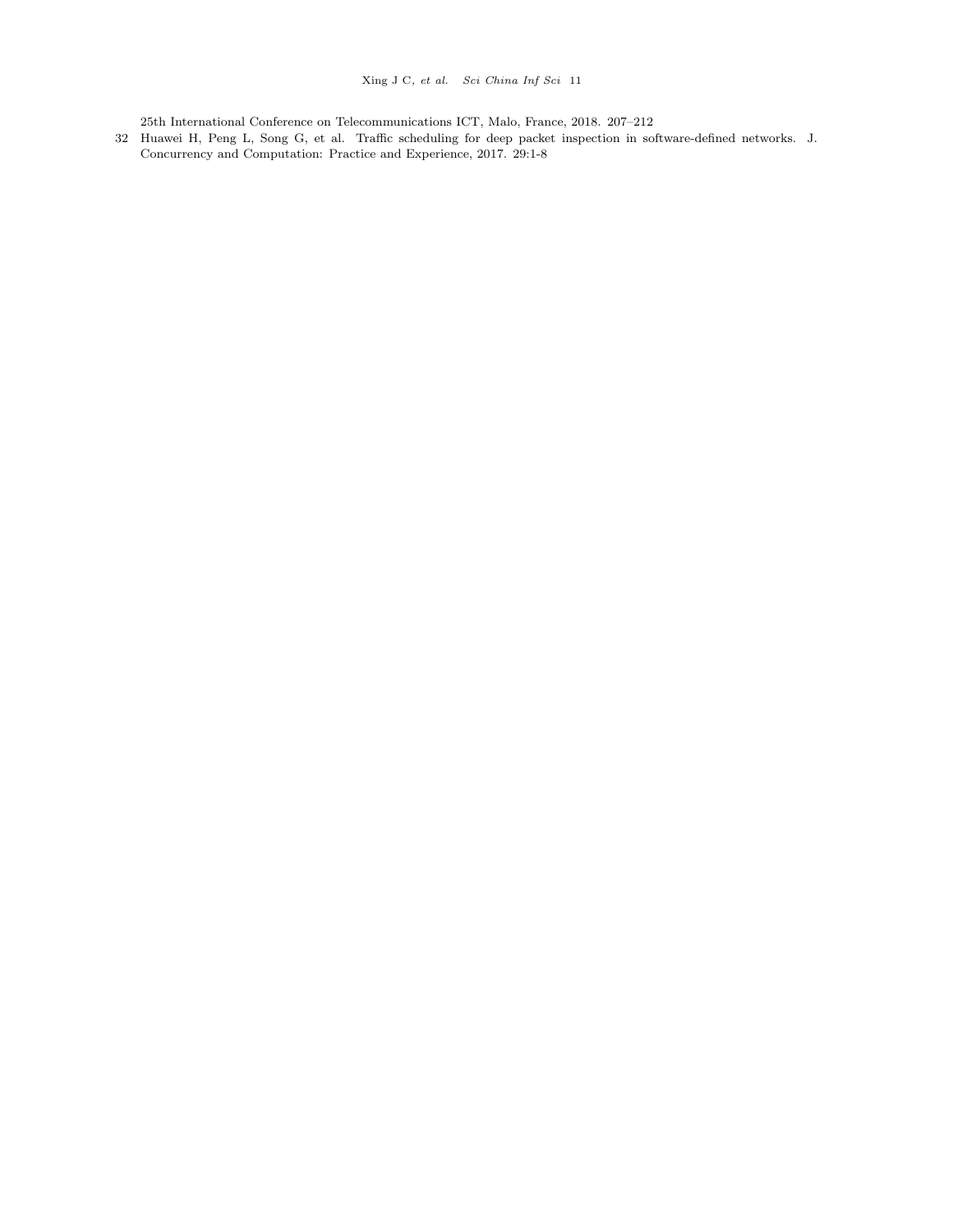25th International Conference on Telecommunications ICT, Malo, France, 2018. 207–212

32 Huawei H, Peng L, Song G, et al. Traffic scheduling for deep packet inspection in software-defined networks. J. Concurrency and Computation: Practice and Experience, 2017. 29:1-8